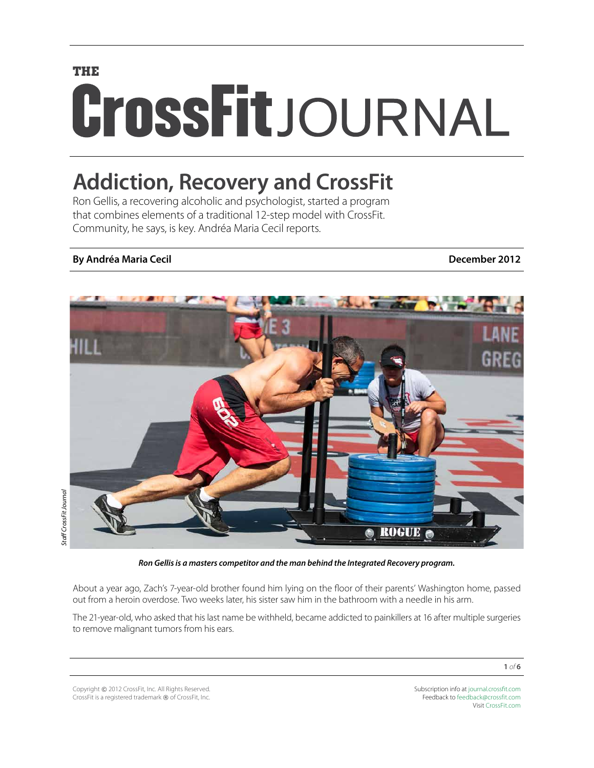THE

# CrossFit JOURNAL

## Addiction, Recovery and CrossFit

Ron Gellis, a recovering alcoholic and psychologist, started a program that combines elements of a traditional 12-step model with CrossFit. Community, he says, is key. Andréa Maria Cecil reports.

**By Andréa Maria Cecil** **December 2012**

*Staff CrossFit Journal*

***Ron Gellis is a masters competitor and the man behind the Integrated Recovery program.***

About a year ago, Zach's 7-year-old brother found him lying on the floor of their parents' Washington home, passed out from a heroin overdose. Two weeks later, his sister saw him in the bathroom with a needle in his arm.

The 21-year-old, who asked that his last name be withheld, became addicted to painkillers at 16 after multiple surgeries to remove malignant tumors from his ears.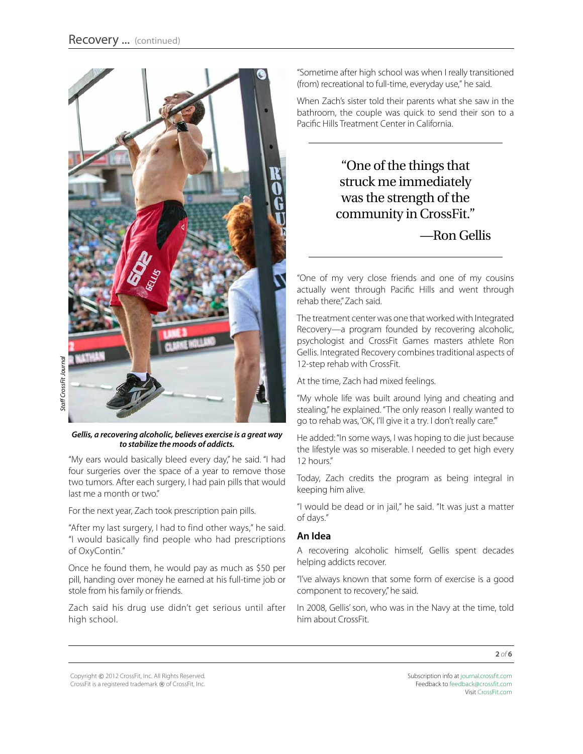*Gellis, a recovering alcoholic, believes exercise is a great way to stabilize the moods of addicts.*

"My ears would basically bleed every day," he said. "I had four surgeries over the space of a year to remove those two tumors. After each surgery, I had pain pills that would last me a month or two."

For the next year, Zach took prescription pain pills.

"After my last surgery, I had to find other ways," he said. "I would basically find people who had prescriptions of OxyContin."

Once he found them, he would pay as much as $50 per pill, handing over money he earned at his full-time job or stole from his family or friends.

Zach said his drug use didn't get serious until after high school.

"Sometime after high school was when I really transitioned (from) recreational to full-time, everyday use," he said.

When Zach's sister told their parents what she saw in the bathroom, the couple was quick to send their son to a Pacific Hills Treatment Center in California.

> "One of the things that struck me immediately was the strength of the community in CrossFit."
>
> —Ron Gellis

"One of my very close friends and one of my cousins actually went through Pacific Hills and went through rehab there," Zach said.

The treatment center was one that worked with Integrated Recovery—a program founded by recovering alcoholic, psychologist and CrossFit Games masters athlete Ron Gellis. Integrated Recovery combines traditional aspects of 12-step rehab with CrossFit.

At the time, Zach had mixed feelings.

"My whole life was built around lying and cheating and stealing," he explained. "The only reason I really wanted to go to rehab was, 'OK, I'll give it a try. I don't really care.'"

He added: "In some ways, I was hoping to die just because the lifestyle was so miserable. I needed to get high every 12 hours."

Today, Zach credits the program as being integral in keeping him alive.

"I would be dead or in jail," he said. "It was just a matter of days."

## An Idea

A recovering alcoholic himself, Gellis spent decades helping addicts recover.

"I've always known that some form of exercise is a good component to recovery," he said.

In 2008, Gellis' son, who was in the Navy at the time, told him about CrossFit.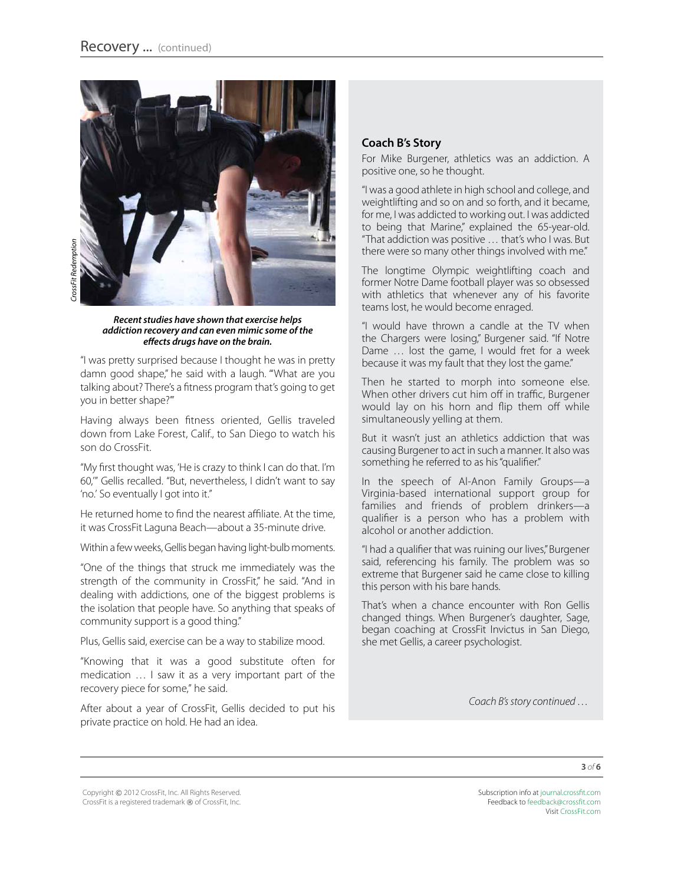*Recent studies have shown that exercise helps addiction recovery and can even mimic some of the effects drugs have on the brain.*

"I was pretty surprised because I thought he was in pretty damn good shape," he said with a laugh. "'What are you talking about? There's a fitness program that's going to get you in better shape?'"

Having always been fitness oriented, Gellis traveled down from Lake Forest, Calif., to San Diego to watch his son do CrossFit.

"My first thought was, 'He is crazy to think I can do that. I'm 60,'" Gellis recalled. "But, nevertheless, I didn't want to say 'no.' So eventually I got into it."

He returned home to find the nearest affiliate. At the time, it was CrossFit Laguna Beach—about a 35-minute drive.

Within a few weeks, Gellis began having light-bulb moments.

"One of the things that struck me immediately was the strength of the community in CrossFit," he said. "And in dealing with addictions, one of the biggest problems is the isolation that people have. So anything that speaks of community support is a good thing."

Plus, Gellis said, exercise can be a way to stabilize mood.

"Knowing that it was a good substitute often for medication … I saw it as a very important part of the recovery piece for some," he said.

After about a year of CrossFit, Gellis decided to put his private practice on hold. He had an idea.

### Coach B's Story

For Mike Burgener, athletics was an addiction. A positive one, so he thought.

"I was a good athlete in high school and college, and weightlifting and so on and so forth, and it became, for me, I was addicted to working out. I was addicted to being that Marine," explained the 65-year-old. "That addiction was positive … that's who I was. But there were so many other things involved with me."

The longtime Olympic weightlifting coach and former Notre Dame football player was so obsessed with athletics that whenever any of his favorite teams lost, he would become enraged.

"I would have thrown a candle at the TV when the Chargers were losing," Burgener said. "If Notre Dame … lost the game, I would fret for a week because it was my fault that they lost the game."

Then he started to morph into someone else. When other drivers cut him off in traffic, Burgener would lay on his horn and flip them off while simultaneously yelling at them.

But it wasn't just an athletics addiction that was causing Burgener to act in such a manner. It also was something he referred to as his "qualifier."

In the speech of Al-Anon Family Groups—a Virginia-based international support group for families and friends of problem drinkers—a qualifier is a person who has a problem with alcohol or another addiction.

"I had a qualifier that was ruining our lives," Burgener said, referencing his family. The problem was so extreme that Burgener said he came close to killing this person with his bare hands.

That's when a chance encounter with Ron Gellis changed things. When Burgener's daughter, Sage, began coaching at CrossFit Invictus in San Diego, she met Gellis, a career psychologist.

*Coach B's story continued …*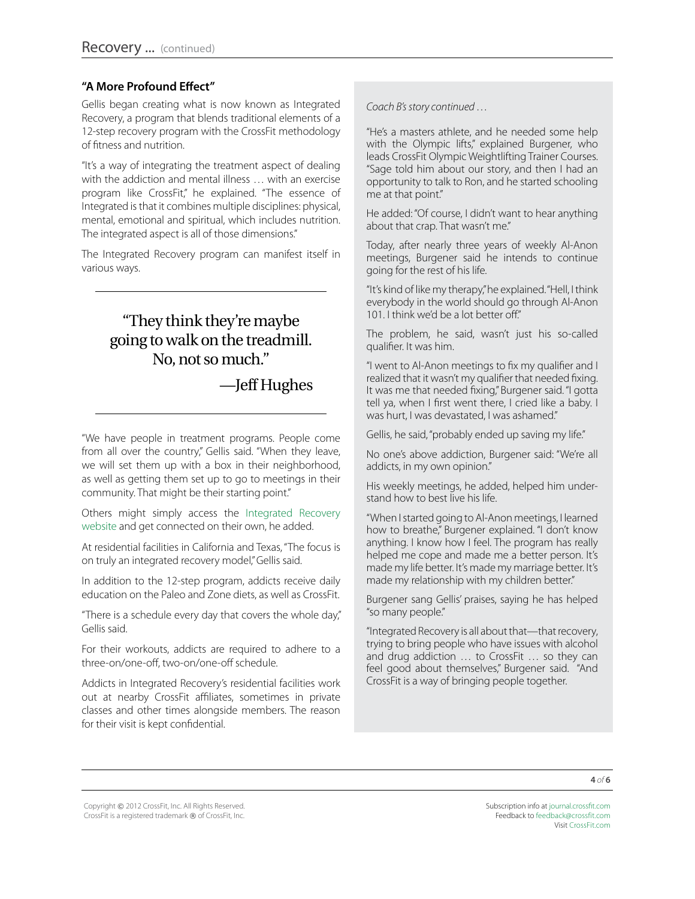### "A More Profound Effect"

Gellis began creating what is now known as Integrated Recovery, a program that blends traditional elements of a 12-step recovery program with the CrossFit methodology of fitness and nutrition.

"It's a way of integrating the treatment aspect of dealing with the addiction and mental illness … with an exercise program like CrossFit," he explained. "The essence of Integrated is that it combines multiple disciplines: physical, mental, emotional and spiritual, which includes nutrition. The integrated aspect is all of those dimensions."

The Integrated Recovery program can manifest itself in various ways.

> "They think they're maybe going to walk on the treadmill. No, not so much."
>
> —Jeff Hughes

"We have people in treatment programs. People come from all over the country," Gellis said. "When they leave, we will set them up with a box in their neighborhood, as well as getting them set up to go to meetings in their community. That might be their starting point."

Others might simply access the Integrated Recovery website and get connected on their own, he added.

At residential facilities in California and Texas, "The focus is on truly an integrated recovery model," Gellis said.

In addition to the 12-step program, addicts receive daily education on the Paleo and Zone diets, as well as CrossFit.

"There is a schedule every day that covers the whole day," Gellis said.

For their workouts, addicts are required to adhere to a three-on/one-off, two-on/one-off schedule.

Addicts in Integrated Recovery's residential facilities work out at nearby CrossFit affiliates, sometimes in private classes and other times alongside members. The reason for their visit is kept confidential.

*Coach B's story continued …*

"He's a masters athlete, and he needed some help with the Olympic lifts," explained Burgener, who leads CrossFit Olympic Weightlifting Trainer Courses. "Sage told him about our story, and then I had an opportunity to talk to Ron, and he started schooling me at that point."

He added: "Of course, I didn't want to hear anything about that crap. That wasn't me."

Today, after nearly three years of weekly Al-Anon meetings, Burgener said he intends to continue going for the rest of his life.

"It's kind of like my therapy," he explained. "Hell, I think everybody in the world should go through Al-Anon 101. I think we'd be a lot better off."

The problem, he said, wasn't just his so-called qualifier. It was him.

"I went to Al-Anon meetings to fix my qualifier and I realized that it wasn't my qualifier that needed fixing. It was me that needed fixing," Burgener said. "I gotta tell ya, when I first went there, I cried like a baby. I was hurt, I was devastated, I was ashamed."

Gellis, he said, "probably ended up saving my life."

No one's above addiction, Burgener said: "We're all addicts, in my own opinion."

His weekly meetings, he added, helped him understand how to best live his life.

"When I started going to Al-Anon meetings, I learned how to breathe," Burgener explained. "I don't know anything. I know how I feel. The program has really helped me cope and made me a better person. It's made my life better. It's made my marriage better. It's made my relationship with my children better."

Burgener sang Gellis' praises, saying he has helped "so many people."

"Integrated Recovery is all about that—that recovery, trying to bring people who have issues with alcohol and drug addiction … to CrossFit … so they can feel good about themselves," Burgener said. "And CrossFit is a way of bringing people together.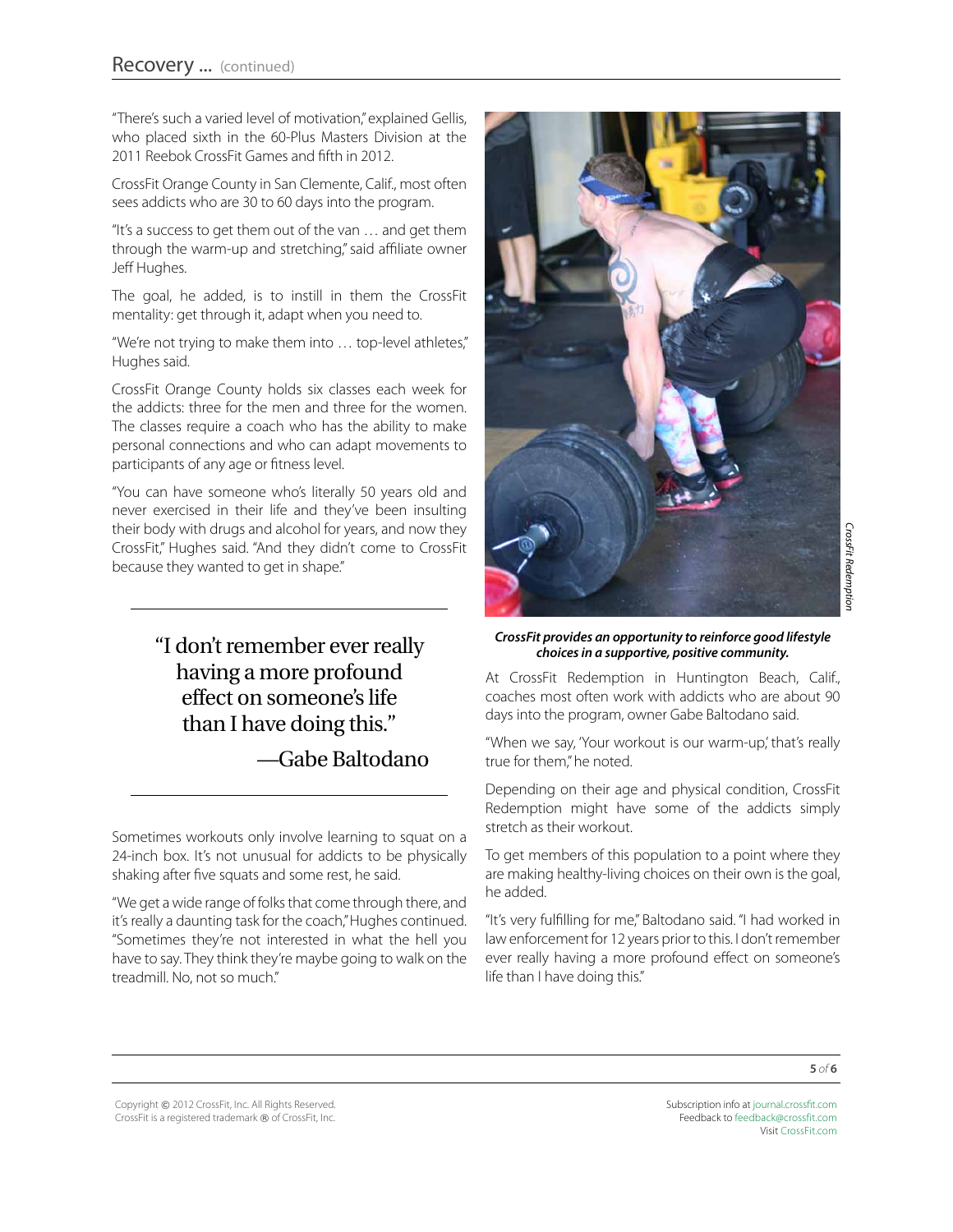"There's such a varied level of motivation," explained Gellis, who placed sixth in the 60-Plus Masters Division at the 2011 Reebok CrossFit Games and fifth in 2012.

CrossFit Orange County in San Clemente, Calif., most often sees addicts who are 30 to 60 days into the program.

"It's a success to get them out of the van … and get them through the warm-up and stretching," said affiliate owner Jeff Hughes.

The goal, he added, is to instill in them the CrossFit mentality: get through it, adapt when you need to.

"We're not trying to make them into … top-level athletes," Hughes said.

CrossFit Orange County holds six classes each week for the addicts: three for the men and three for the women. The classes require a coach who has the ability to make personal connections and who can adapt movements to participants of any age or fitness level.

"You can have someone who's literally 50 years old and never exercised in their life and they've been insulting their body with drugs and alcohol for years, and now they CrossFit," Hughes said. "And they didn't come to CrossFit because they wanted to get in shape."

> "I don't remember ever really having a more profound effect on someone's life than I have doing this."
>
> —Gabe Baltodano

Sometimes workouts only involve learning to squat on a 24-inch box. It's not unusual for addicts to be physically shaking after five squats and some rest, he said.

"We get a wide range of folks that come through there, and it's really a daunting task for the coach," Hughes continued. "Sometimes they're not interested in what the hell you have to say. They think they're maybe going to walk on the treadmill. No, not so much."

*CrossFit Redemption*

***CrossFit provides an opportunity to reinforce good lifestyle choices in a supportive, positive community.***

At CrossFit Redemption in Huntington Beach, Calif., coaches most often work with addicts who are about 90 days into the program, owner Gabe Baltodano said.

"When we say, 'Your workout is our warm-up,' that's really true for them," he noted.

Depending on their age and physical condition, CrossFit Redemption might have some of the addicts simply stretch as their workout.

To get members of this population to a point where they are making healthy-living choices on their own is the goal, he added.

"It's very fulfilling for me," Baltodano said. "I had worked in law enforcement for 12 years prior to this. I don't remember ever really having a more profound effect on someone's life than I have doing this."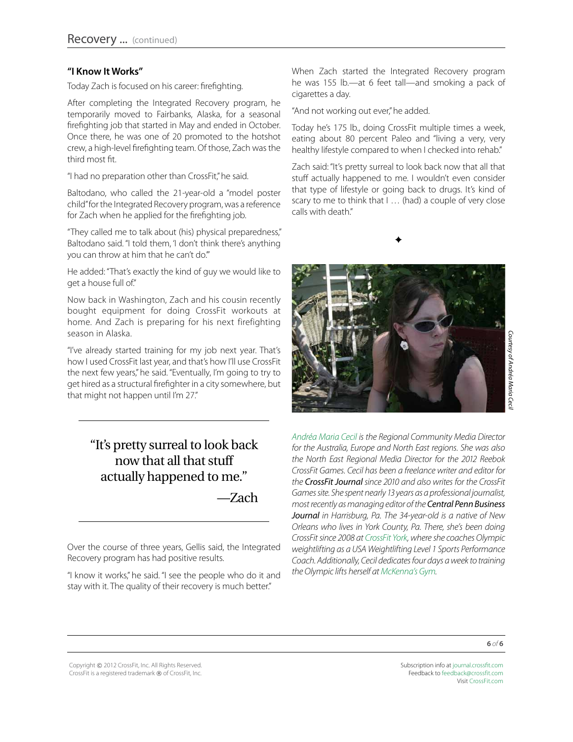### "I Know It Works"

Today Zach is focused on his career: firefighting.

After completing the Integrated Recovery program, he temporarily moved to Fairbanks, Alaska, for a seasonal firefighting job that started in May and ended in October. Once there, he was one of 20 promoted to the hotshot crew, a high-level firefighting team. Of those, Zach was the third most fit.

"I had no preparation other than CrossFit," he said.

Baltodano, who called the 21-year-old a "model poster child" for the Integrated Recovery program, was a reference for Zach when he applied for the firefighting job.

"They called me to talk about (his) physical preparedness," Baltodano said. "I told them, 'I don't think there's anything you can throw at him that he can't do.'"

He added: "That's exactly the kind of guy we would like to get a house full of."

Now back in Washington, Zach and his cousin recently bought equipment for doing CrossFit workouts at home. And Zach is preparing for his next firefighting season in Alaska.

"I've already started training for my job next year. That's how I used CrossFit last year, and that's how I'll use CrossFit the next few years," he said. "Eventually, I'm going to try to get hired as a structural firefighter in a city somewhere, but that might not happen until I'm 27."

> "It's pretty surreal to look back now that all that stuff actually happened to me."
>
> —Zach

Over the course of three years, Gellis said, the Integrated Recovery program has had positive results.

"I know it works," he said. "I see the people who do it and stay with it. The quality of their recovery is much better."

When Zach started the Integrated Recovery program he was 155 lb.—at 6 feet tall—and smoking a pack of cigarettes a day.

"And not working out ever," he added.

Today he's 175 lb., doing CrossFit multiple times a week, eating about 80 percent Paleo and "living a very, very healthy lifestyle compared to when I checked into rehab."

Zach said: "It's pretty surreal to look back now that all that stuff actually happened to me. I wouldn't even consider that type of lifestyle or going back to drugs. It's kind of scary to me to think that I … (had) a couple of very close calls with death."

✦

*Courtesy of Andréa Maria Cecil*

*Andréa Maria Cecil is the Regional Community Media Director for the Australia, Europe and North East regions. She was also the North East Regional Media Director for the 2012 Reebok CrossFit Games. Cecil has been a freelance writer and editor for the **CrossFit Journal** since 2010 and also writes for the CrossFit Games site. She spent nearly 13 years as a professional journalist, most recently as managing editor of the **Central Penn Business Journal** in Harrisburg, Pa. The 34-year-old is a native of New Orleans who lives in York County, Pa. There, she's been doing CrossFit since 2008 at CrossFit York, where she coaches Olympic weightlifting as a USA Weightlifting Level 1 Sports Performance Coach. Additionally, Cecil dedicates four days a week to training the Olympic lifts herself at McKenna's Gym.*